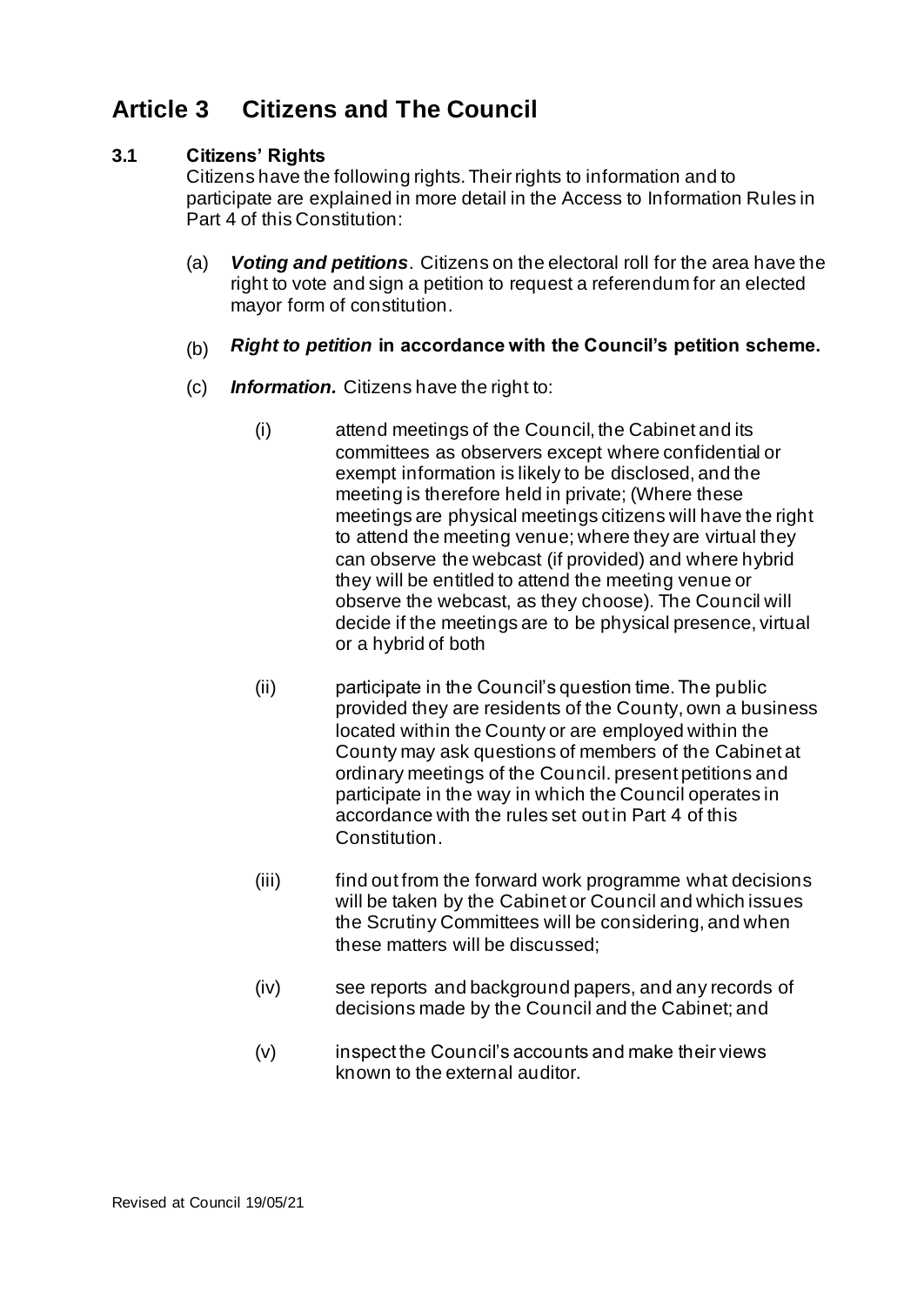# Article 3 Citizens and The Council

## 3.1 Citizens' Rights

Citizens have the following rights. Their rights to information and to participate are explained in more detail in the Access to Information Rules in Part 4 of this Constitution:

(a) ***Voting and petitions***. Citizens on the electoral roll for the area have the right to vote and sign a petition to request a referendum for an elected mayor form of constitution.

(b) ***Right to petition*** **in accordance with the Council's petition scheme.**

(c) ***Information.*** Citizens have the right to:

(i) attend meetings of the Council, the Cabinet and its committees as observers except where confidential or exempt information is likely to be disclosed, and the meeting is therefore held in private; (Where these meetings are physical meetings citizens will have the right to attend the meeting venue; where they are virtual they can observe the webcast (if provided) and where hybrid they will be entitled to attend the meeting venue or observe the webcast, as they choose). The Council will decide if the meetings are to be physical presence, virtual or a hybrid of both

(ii) participate in the Council's question time. The public provided they are residents of the County, own a business located within the County or are employed within the County may ask questions of members of the Cabinet at ordinary meetings of the Council. present petitions and participate in the way in which the Council operates in accordance with the rules set out in Part 4 of this Constitution.

(iii) find out from the forward work programme what decisions will be taken by the Cabinet or Council and which issues the Scrutiny Committees will be considering, and when these matters will be discussed;

(iv) see reports and background papers, and any records of decisions made by the Council and the Cabinet; and

(v) inspect the Council's accounts and make their views known to the external auditor.

Revised at Council 19/05/21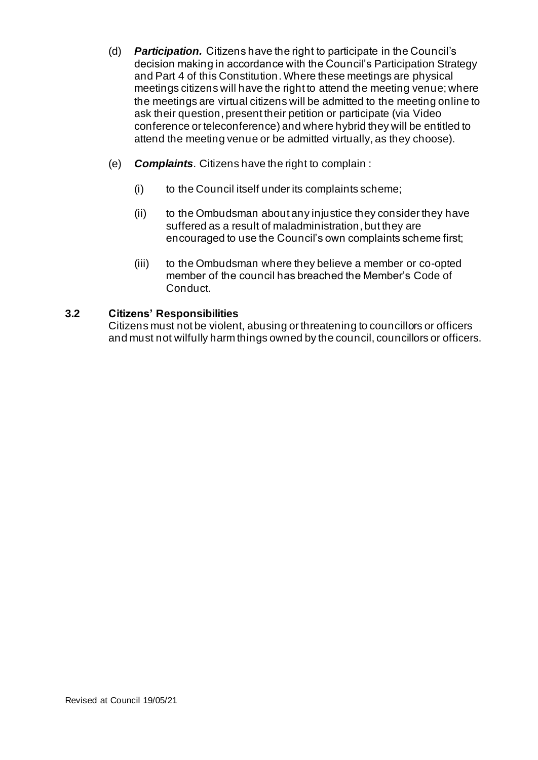(d) ***Participation.*** Citizens have the right to participate in the Council's decision making in accordance with the Council's Participation Strategy and Part 4 of this Constitution. Where these meetings are physical meetings citizens will have the right to attend the meeting venue; where the meetings are virtual citizens will be admitted to the meeting online to ask their question, present their petition or participate (via Video conference or teleconference) and where hybrid they will be entitled to attend the meeting venue or be admitted virtually, as they choose).

(e) ***Complaints***. Citizens have the right to complain :

(i) to the Council itself under its complaints scheme;

(ii) to the Ombudsman about any injustice they consider they have suffered as a result of maladministration, but they are encouraged to use the Council's own complaints scheme first;

(iii) to the Ombudsman where they believe a member or co-opted member of the council has breached the Member's Code of Conduct.

**3.2 Citizens' Responsibilities**

Citizens must not be violent, abusing or threatening to councillors or officers and must not wilfully harm things owned by the council, councillors or officers.

Revised at Council 19/05/21